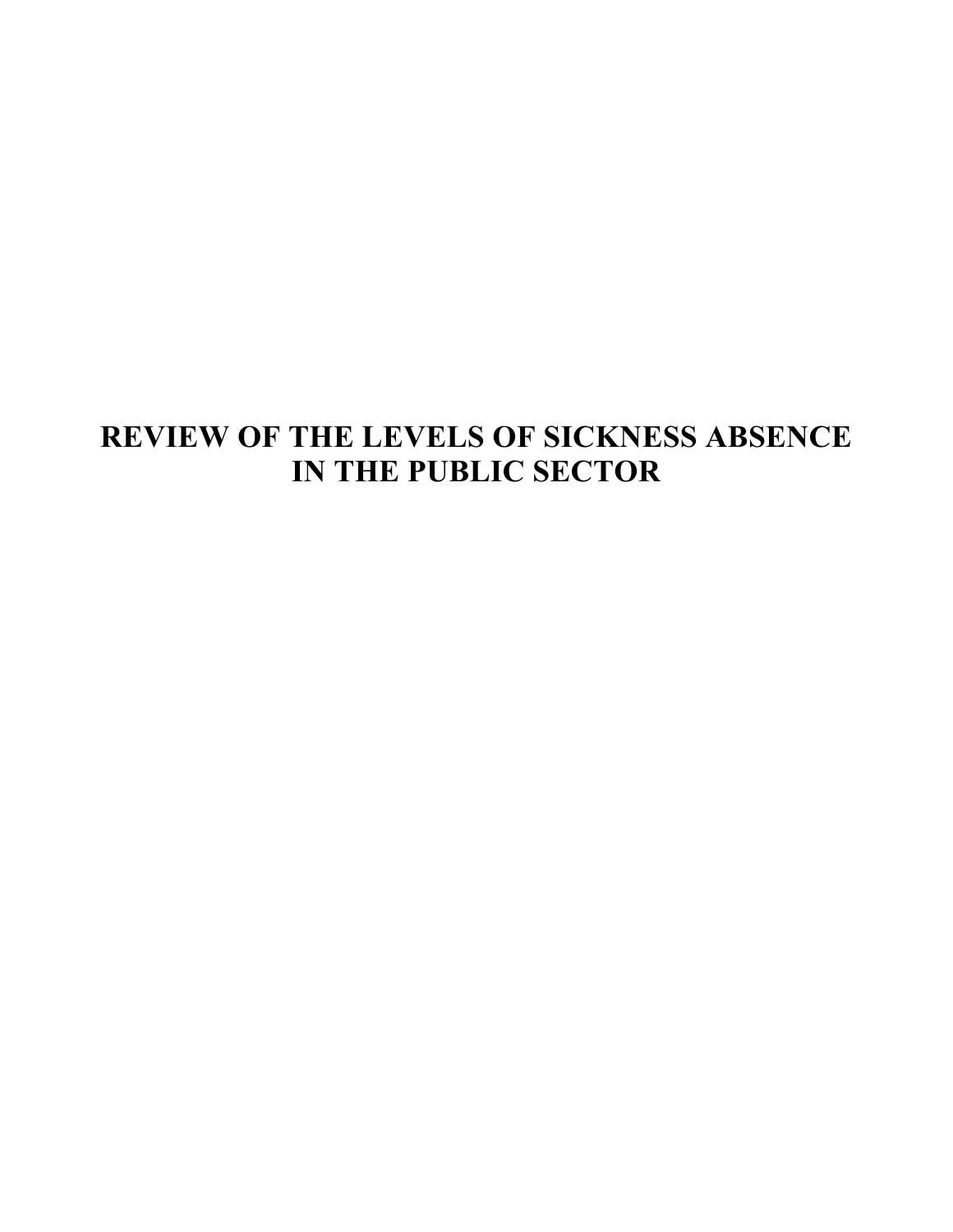# REVIEW OF THE LEVELS OF SICKNESS ABSENCE IN THE PUBLIC SECTOR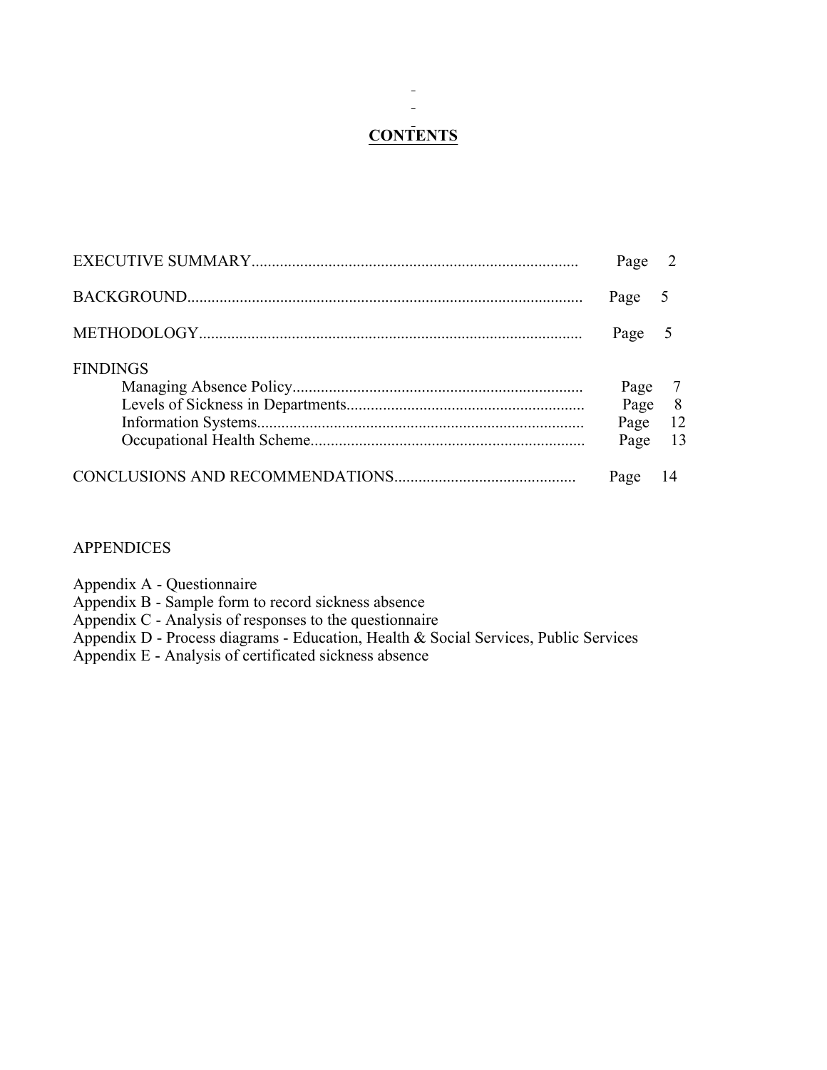# CONTENTS

| | |
|---|---|
| EXECUTIVE SUMMARY | Page 2 |
| BACKGROUND | Page 5 |
| METHODOLOGY | Page 5 |
| FINDINGS | |
| Managing Absence Policy | Page 7 |
| Levels of Sickness in Departments | Page 8 |
| Information Systems | Page 12 |
| Occupational Health Scheme | Page 13 |
| CONCLUSIONS AND RECOMMENDATIONS | Page 14 |

APPENDICES

Appendix A - Questionnaire
Appendix B - Sample form to record sickness absence
Appendix C - Analysis of responses to the questionnaire
Appendix D - Process diagrams - Education, Health & Social Services, Public Services
Appendix E - Analysis of certificated sickness absence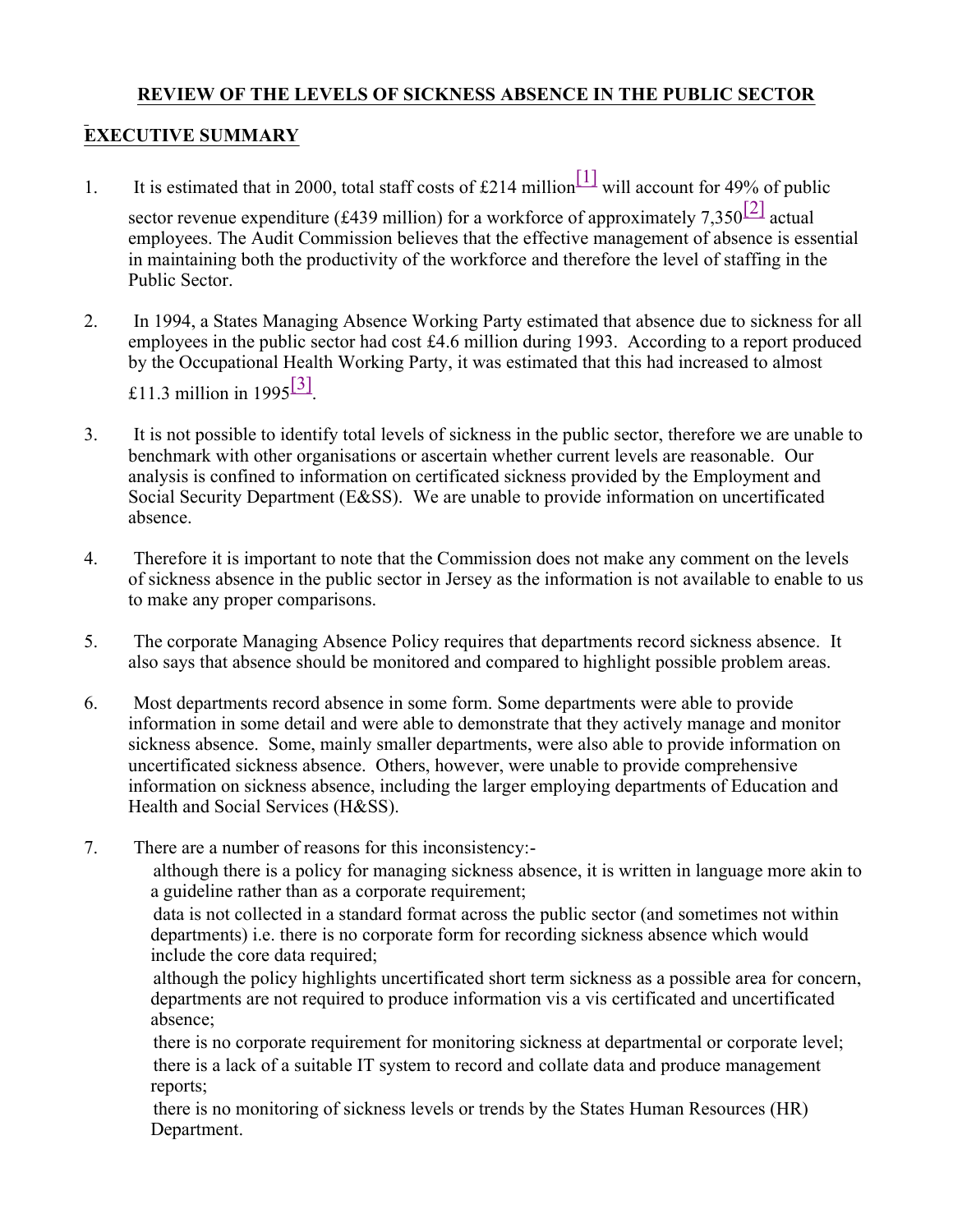# REVIEW OF THE LEVELS OF SICKNESS ABSENCE IN THE PUBLIC SECTOR

## EXECUTIVE SUMMARY

1. It is estimated that in 2000, total staff costs of £214 million[1] will account for 49% of public sector revenue expenditure (£439 million) for a workforce of approximately 7,350[2] actual employees. The Audit Commission believes that the effective management of absence is essential in maintaining both the productivity of the workforce and therefore the level of staffing in the Public Sector.

2. In 1994, a States Managing Absence Working Party estimated that absence due to sickness for all employees in the public sector had cost £4.6 million during 1993. According to a report produced by the Occupational Health Working Party, it was estimated that this had increased to almost £11.3 million in 1995[3].

3. It is not possible to identify total levels of sickness in the public sector, therefore we are unable to benchmark with other organisations or ascertain whether current levels are reasonable. Our analysis is confined to information on certificated sickness provided by the Employment and Social Security Department (E&SS). We are unable to provide information on uncertificated absence.

4. Therefore it is important to note that the Commission does not make any comment on the levels of sickness absence in the public sector in Jersey as the information is not available to enable to us to make any proper comparisons.

5. The corporate Managing Absence Policy requires that departments record sickness absence. It also says that absence should be monitored and compared to highlight possible problem areas.

6. Most departments record absence in some form. Some departments were able to provide information in some detail and were able to demonstrate that they actively manage and monitor sickness absence. Some, mainly smaller departments, were also able to provide information on uncertificated sickness absence. Others, however, were unable to provide comprehensive information on sickness absence, including the larger employing departments of Education and Health and Social Services (H&SS).

7. There are a number of reasons for this inconsistency:-
   - although there is a policy for managing sickness absence, it is written in language more akin to a guideline rather than as a corporate requirement;
   - data is not collected in a standard format across the public sector (and sometimes not within departments) i.e. there is no corporate form for recording sickness absence which would include the core data required;
   - although the policy highlights uncertificated short term sickness as a possible area for concern, departments are not required to produce information vis a vis certificated and uncertificated absence;
   - there is no corporate requirement for monitoring sickness at departmental or corporate level;
   - there is a lack of a suitable IT system to record and collate data and produce management reports;
   - there is no monitoring of sickness levels or trends by the States Human Resources (HR) Department.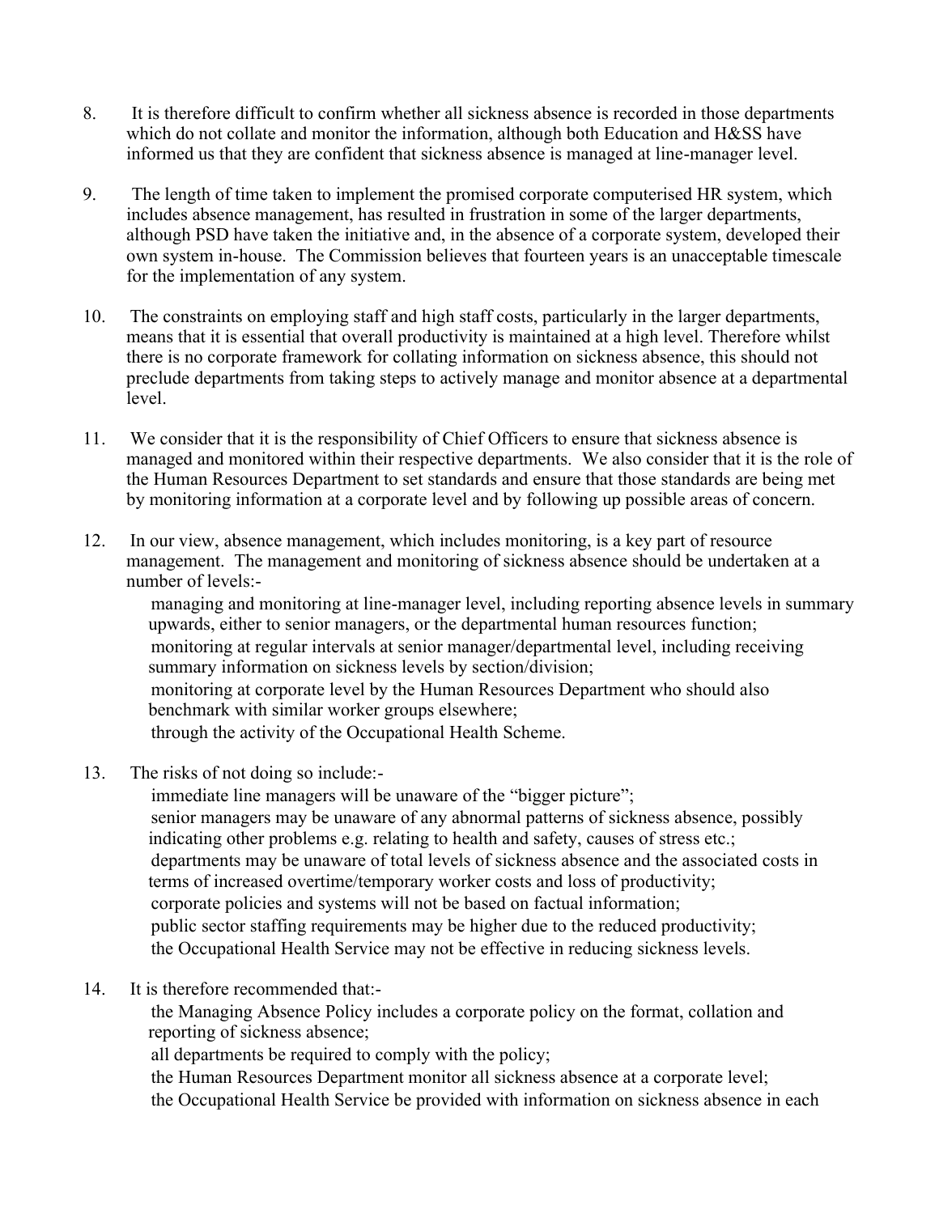8. It is therefore difficult to confirm whether all sickness absence is recorded in those departments which do not collate and monitor the information, although both Education and H&SS have informed us that they are confident that sickness absence is managed at line-manager level.

9. The length of time taken to implement the promised corporate computerised HR system, which includes absence management, has resulted in frustration in some of the larger departments, although PSD have taken the initiative and, in the absence of a corporate system, developed their own system in-house. The Commission believes that fourteen years is an unacceptable timescale for the implementation of any system.

10. The constraints on employing staff and high staff costs, particularly in the larger departments, means that it is essential that overall productivity is maintained at a high level. Therefore whilst there is no corporate framework for collating information on sickness absence, this should not preclude departments from taking steps to actively manage and monitor absence at a departmental level.

11. We consider that it is the responsibility of Chief Officers to ensure that sickness absence is managed and monitored within their respective departments. We also consider that it is the role of the Human Resources Department to set standards and ensure that those standards are being met by monitoring information at a corporate level and by following up possible areas of concern.

12. In our view, absence management, which includes monitoring, is a key part of resource management. The management and monitoring of sickness absence should be undertaken at a number of levels:-
    - managing and monitoring at line-manager level, including reporting absence levels in summary upwards, either to senior managers, or the departmental human resources function;
    - monitoring at regular intervals at senior manager/departmental level, including receiving summary information on sickness levels by section/division;
    - monitoring at corporate level by the Human Resources Department who should also benchmark with similar worker groups elsewhere;
    - through the activity of the Occupational Health Scheme.

13. The risks of not doing so include:-
    - immediate line managers will be unaware of the "bigger picture";
    - senior managers may be unaware of any abnormal patterns of sickness absence, possibly indicating other problems e.g. relating to health and safety, causes of stress etc.;
    - departments may be unaware of total levels of sickness absence and the associated costs in terms of increased overtime/temporary worker costs and loss of productivity;
    - corporate policies and systems will not be based on factual information;
    - public sector staffing requirements may be higher due to the reduced productivity;
    - the Occupational Health Service may not be effective in reducing sickness levels.

14. It is therefore recommended that:-
    - the Managing Absence Policy includes a corporate policy on the format, collation and reporting of sickness absence;
    - all departments be required to comply with the policy;
    - the Human Resources Department monitor all sickness absence at a corporate level;
    - the Occupational Health Service be provided with information on sickness absence in each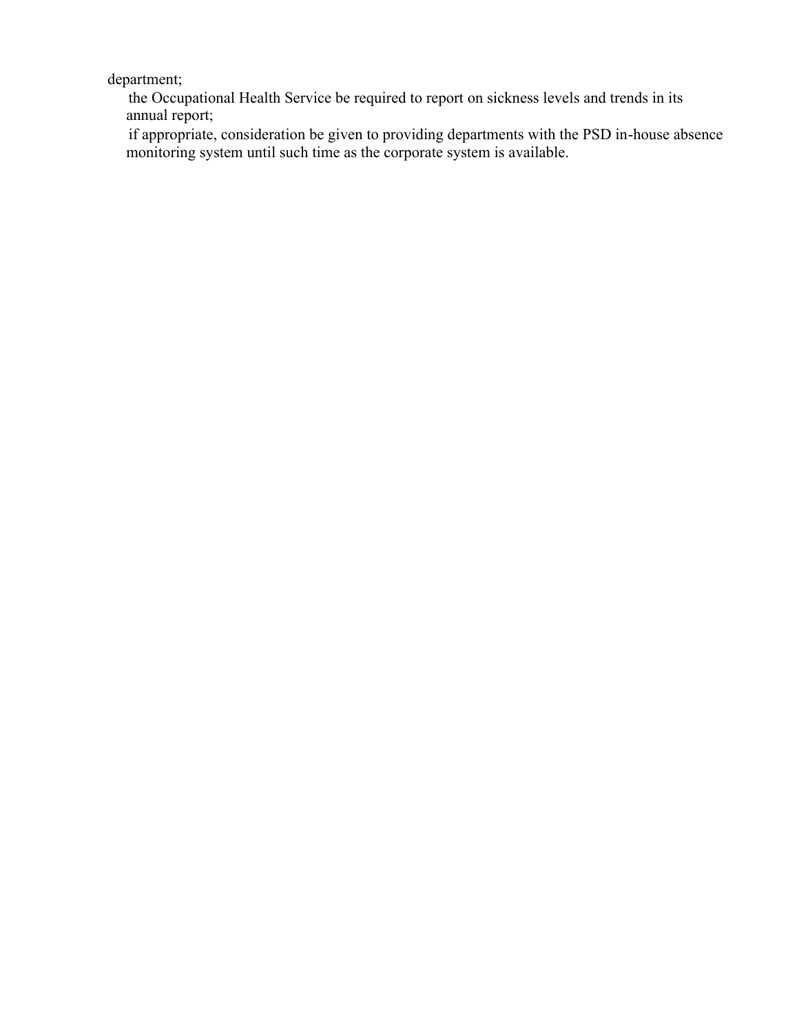department;

- the Occupational Health Service be required to report on sickness levels and trends in its annual report;
- if appropriate, consideration be given to providing departments with the PSD in-house absence monitoring system until such time as the corporate system is available.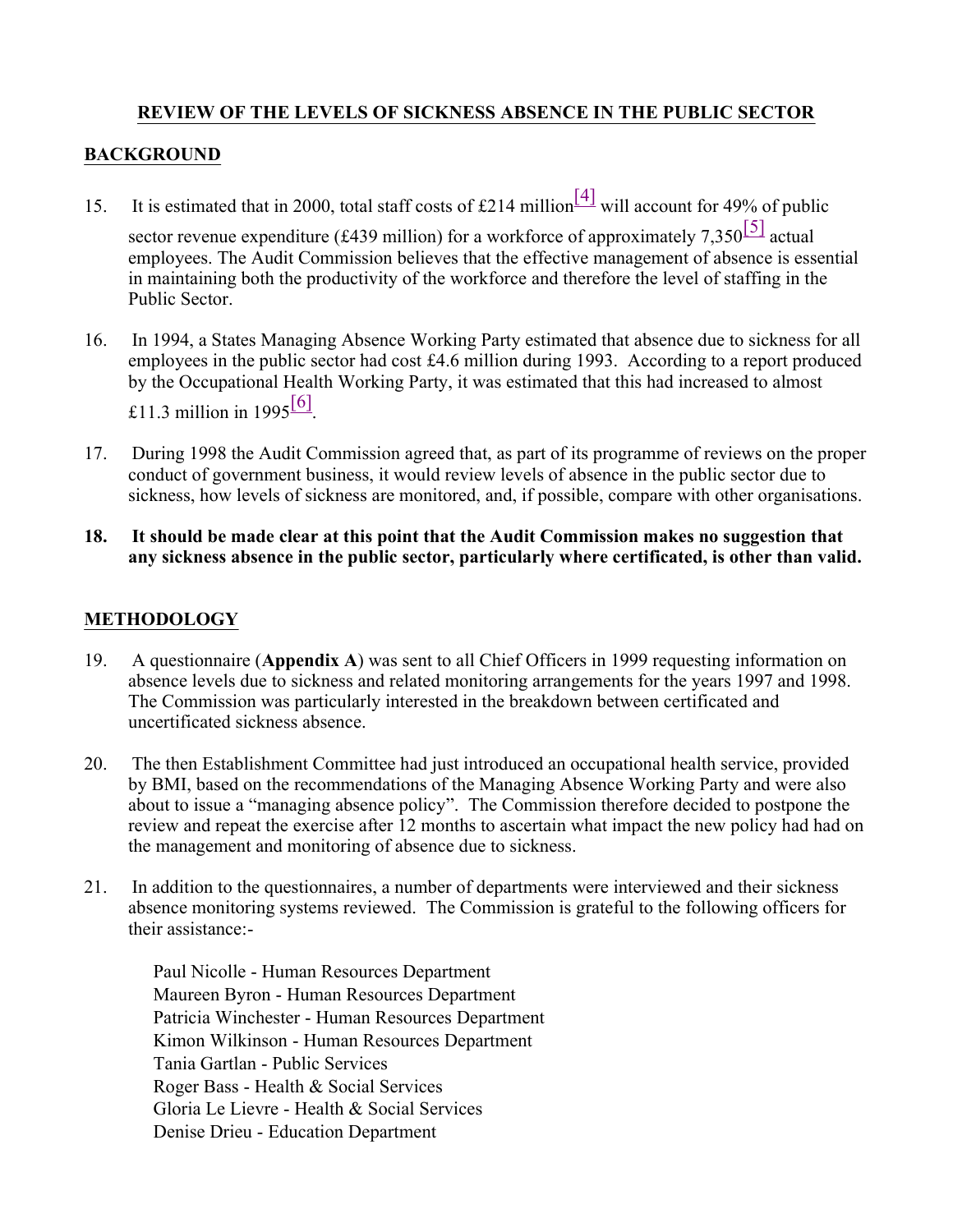## REVIEW OF THE LEVELS OF SICKNESS ABSENCE IN THE PUBLIC SECTOR

### BACKGROUND

15. It is estimated that in 2000, total staff costs of £214 million[4] will account for 49% of public sector revenue expenditure (£439 million) for a workforce of approximately 7,350[5] actual employees. The Audit Commission believes that the effective management of absence is essential in maintaining both the productivity of the workforce and therefore the level of staffing in the Public Sector.

16. In 1994, a States Managing Absence Working Party estimated that absence due to sickness for all employees in the public sector had cost £4.6 million during 1993. According to a report produced by the Occupational Health Working Party, it was estimated that this had increased to almost £11.3 million in 1995[6].

17. During 1998 the Audit Commission agreed that, as part of its programme of reviews on the proper conduct of government business, it would review levels of absence in the public sector due to sickness, how levels of sickness are monitored, and, if possible, compare with other organisations.

**18. It should be made clear at this point that the Audit Commission makes no suggestion that any sickness absence in the public sector, particularly where certificated, is other than valid.**

### METHODOLOGY

19. A questionnaire (**Appendix A**) was sent to all Chief Officers in 1999 requesting information on absence levels due to sickness and related monitoring arrangements for the years 1997 and 1998. The Commission was particularly interested in the breakdown between certificated and uncertificated sickness absence.

20. The then Establishment Committee had just introduced an occupational health service, provided by BMI, based on the recommendations of the Managing Absence Working Party and were also about to issue a "managing absence policy". The Commission therefore decided to postpone the review and repeat the exercise after 12 months to ascertain what impact the new policy had had on the management and monitoring of absence due to sickness.

21. In addition to the questionnaires, a number of departments were interviewed and their sickness absence monitoring systems reviewed. The Commission is grateful to the following officers for their assistance:-

Paul Nicolle - Human Resources Department
Maureen Byron - Human Resources Department
Patricia Winchester - Human Resources Department
Kimon Wilkinson - Human Resources Department
Tania Gartlan - Public Services
Roger Bass - Health & Social Services
Gloria Le Lievre - Health & Social Services
Denise Drieu - Education Department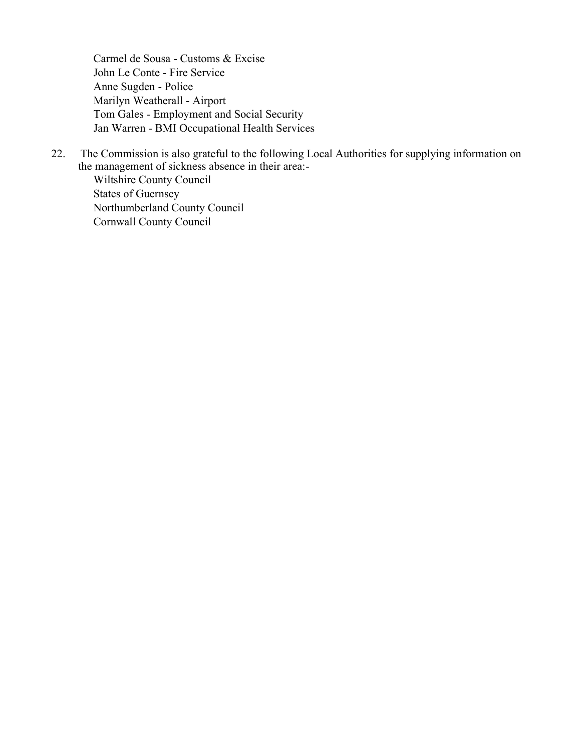Carmel de Sousa - Customs & Excise
John Le Conte - Fire Service
Anne Sugden - Police
Marilyn Weatherall - Airport
Tom Gales - Employment and Social Security
Jan Warren - BMI Occupational Health Services

22. The Commission is also grateful to the following Local Authorities for supplying information on the management of sickness absence in their area:-

Wiltshire County Council
States of Guernsey
Northumberland County Council
Cornwall County Council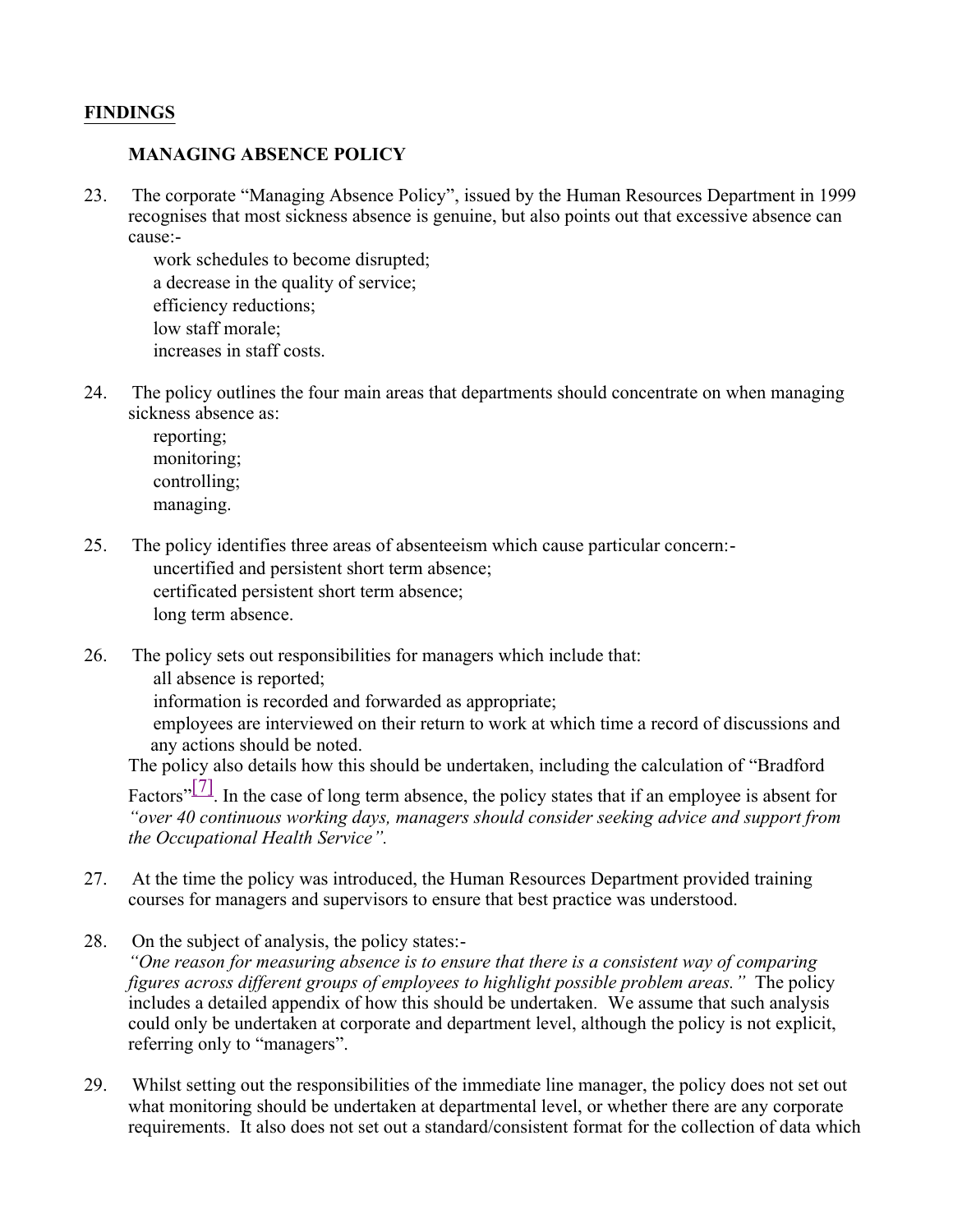## FINDINGS

### MANAGING ABSENCE POLICY

23. The corporate "Managing Absence Policy", issued by the Human Resources Department in 1999 recognises that most sickness absence is genuine, but also points out that excessive absence can cause:-
    - work schedules to become disrupted;
    - a decrease in the quality of service;
    - efficiency reductions;
    - low staff morale;
    - increases in staff costs.

24. The policy outlines the four main areas that departments should concentrate on when managing sickness absence as:
    - reporting;
    - monitoring;
    - controlling;
    - managing.

25. The policy identifies three areas of absenteeism which cause particular concern:-
    - uncertified and persistent short term absence;
    - certificated persistent short term absence;
    - long term absence.

26. The policy sets out responsibilities for managers which include that:
    - all absence is reported;
    - information is recorded and forwarded as appropriate;
    - employees are interviewed on their return to work at which time a record of discussions and any actions should be noted.

    The policy also details how this should be undertaken, including the calculation of "Bradford Factors"[7]. In the case of long term absence, the policy states that if an employee is absent for *"over 40 continuous working days, managers should consider seeking advice and support from the Occupational Health Service".*

27. At the time the policy was introduced, the Human Resources Department provided training courses for managers and supervisors to ensure that best practice was understood.

28. On the subject of analysis, the policy states:-
    *"One reason for measuring absence is to ensure that there is a consistent way of comparing figures across different groups of employees to highlight possible problem areas."* The policy includes a detailed appendix of how this should be undertaken. We assume that such analysis could only be undertaken at corporate and department level, although the policy is not explicit, referring only to "managers".

29. Whilst setting out the responsibilities of the immediate line manager, the policy does not set out what monitoring should be undertaken at departmental level, or whether there are any corporate requirements. It also does not set out a standard/consistent format for the collection of data which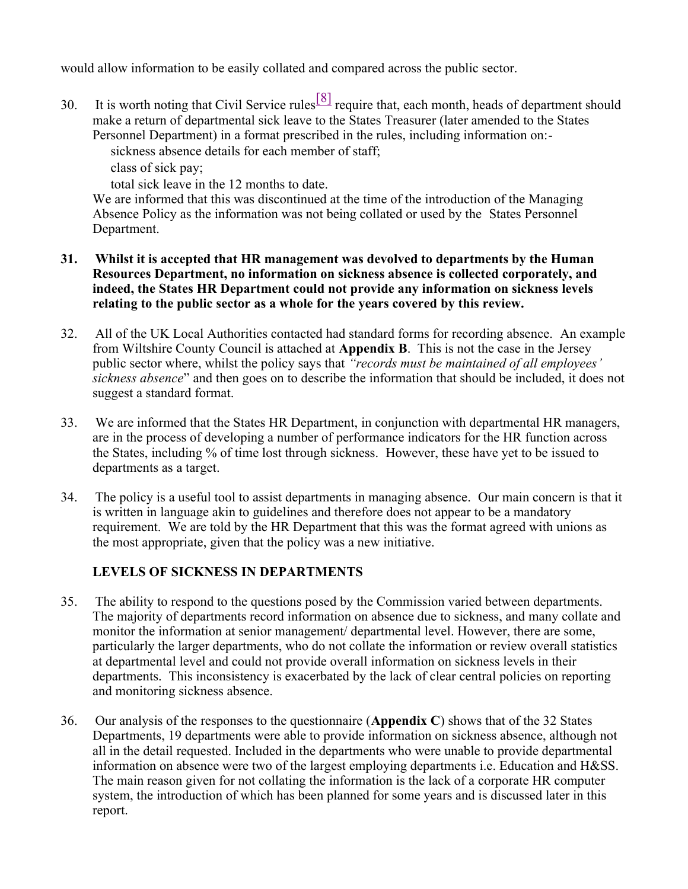would allow information to be easily collated and compared across the public sector.

30. It is worth noting that Civil Service rules[8] require that, each month, heads of department should make a return of departmental sick leave to the States Treasurer (later amended to the States Personnel Department) in a format prescribed in the rules, including information on:-
    - sickness absence details for each member of staff;
    - class of sick pay;
    - total sick leave in the 12 months to date.

    We are informed that this was discontinued at the time of the introduction of the Managing Absence Policy as the information was not being collated or used by the States Personnel Department.

31. **Whilst it is accepted that HR management was devolved to departments by the Human Resources Department, no information on sickness absence is collected corporately, and indeed, the States HR Department could not provide any information on sickness levels relating to the public sector as a whole for the years covered by this review.**

32. All of the UK Local Authorities contacted had standard forms for recording absence. An example from Wiltshire County Council is attached at **Appendix B**. This is not the case in the Jersey public sector where, whilst the policy says that *"records must be maintained of all employees' sickness absence*" and then goes on to describe the information that should be included, it does not suggest a standard format.

33. We are informed that the States HR Department, in conjunction with departmental HR managers, are in the process of developing a number of performance indicators for the HR function across the States, including % of time lost through sickness. However, these have yet to be issued to departments as a target.

34. The policy is a useful tool to assist departments in managing absence. Our main concern is that it is written in language akin to guidelines and therefore does not appear to be a mandatory requirement. We are told by the HR Department that this was the format agreed with unions as the most appropriate, given that the policy was a new initiative.

## LEVELS OF SICKNESS IN DEPARTMENTS

35. The ability to respond to the questions posed by the Commission varied between departments. The majority of departments record information on absence due to sickness, and many collate and monitor the information at senior management/ departmental level. However, there are some, particularly the larger departments, who do not collate the information or review overall statistics at departmental level and could not provide overall information on sickness levels in their departments. This inconsistency is exacerbated by the lack of clear central policies on reporting and monitoring sickness absence.

36. Our analysis of the responses to the questionnaire (**Appendix C**) shows that of the 32 States Departments, 19 departments were able to provide information on sickness absence, although not all in the detail requested. Included in the departments who were unable to provide departmental information on absence were two of the largest employing departments i.e. Education and H&SS. The main reason given for not collating the information is the lack of a corporate HR computer system, the introduction of which has been planned for some years and is discussed later in this report.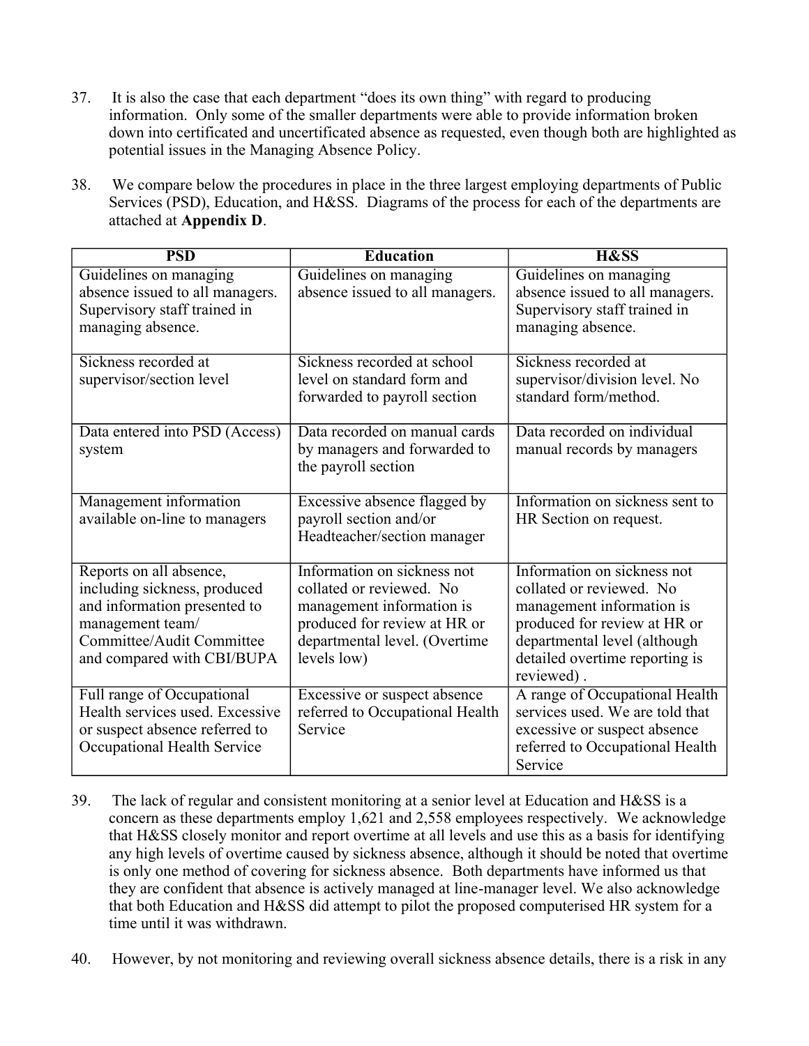37. It is also the case that each department "does its own thing" with regard to producing information. Only some of the smaller departments were able to provide information broken down into certificated and uncertificated absence as requested, even though both are highlighted as potential issues in the Managing Absence Policy.

38. We compare below the procedures in place in the three largest employing departments of Public Services (PSD), Education, and H&SS. Diagrams of the process for each of the departments are attached at **Appendix D**.

| PSD | Education | H&SS |
|---|---|---|
| Guidelines on managing absence issued to all managers. Supervisory staff trained in managing absence. | Guidelines on managing absence issued to all managers. | Guidelines on managing absence issued to all managers. Supervisory staff trained in managing absence. |
| Sickness recorded at supervisor/section level | Sickness recorded at school level on standard form and forwarded to payroll section | Sickness recorded at supervisor/division level. No standard form/method. |
| Data entered into PSD (Access) system | Data recorded on manual cards by managers and forwarded to the payroll section | Data recorded on individual manual records by managers |
| Management information available on-line to managers | Excessive absence flagged by payroll section and/or Headteacher/section manager | Information on sickness sent to HR Section on request. |
| Reports on all absence, including sickness, produced and information presented to management team/ Committee/Audit Committee and compared with CBI/BUPA | Information on sickness not collated or reviewed. No management information is produced for review at HR or departmental level. (Overtime levels low) | Information on sickness not collated or reviewed. No management information is produced for review at HR or departmental level (although detailed overtime reporting is reviewed) . |
| Full range of Occupational Health services used. Excessive or suspect absence referred to Occupational Health Service | Excessive or suspect absence referred to Occupational Health Service | A range of Occupational Health services used. We are told that excessive or suspect absence referred to Occupational Health Service |

39. The lack of regular and consistent monitoring at a senior level at Education and H&SS is a concern as these departments employ 1,621 and 2,558 employees respectively. We acknowledge that H&SS closely monitor and report overtime at all levels and use this as a basis for identifying any high levels of overtime caused by sickness absence, although it should be noted that overtime is only one method of covering for sickness absence. Both departments have informed us that they are confident that absence is actively managed at line-manager level. We also acknowledge that both Education and H&SS did attempt to pilot the proposed computerised HR system for a time until it was withdrawn.

40. However, by not monitoring and reviewing overall sickness absence details, there is a risk in any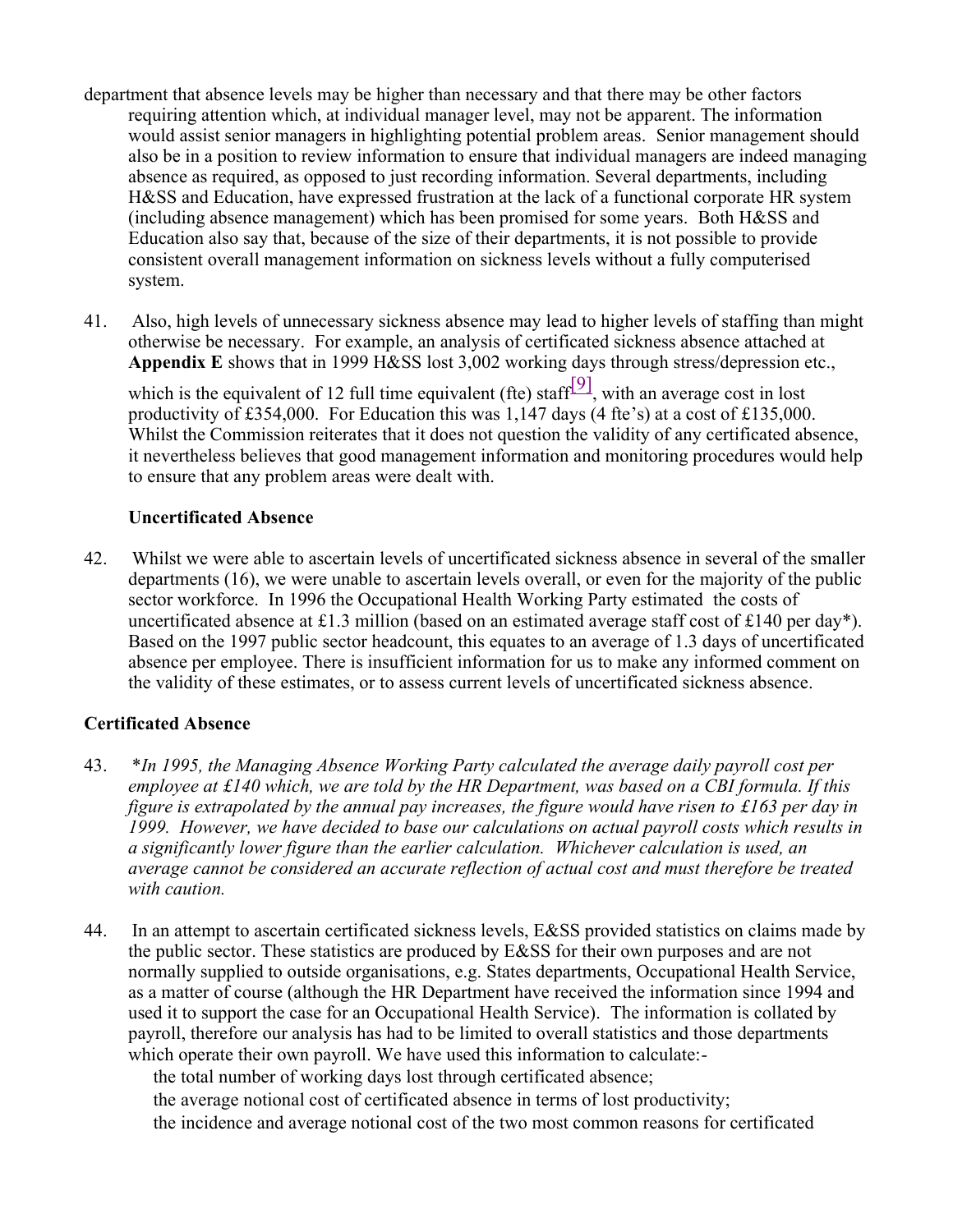department that absence levels may be higher than necessary and that there may be other factors requiring attention which, at individual manager level, may not be apparent. The information would assist senior managers in highlighting potential problem areas. Senior management should also be in a position to review information to ensure that individual managers are indeed managing absence as required, as opposed to just recording information. Several departments, including H&SS and Education, have expressed frustration at the lack of a functional corporate HR system (including absence management) which has been promised for some years. Both H&SS and Education also say that, because of the size of their departments, it is not possible to provide consistent overall management information on sickness levels without a fully computerised system.

41. Also, high levels of unnecessary sickness absence may lead to higher levels of staffing than might otherwise be necessary. For example, an analysis of certificated sickness absence attached at **Appendix E** shows that in 1999 H&SS lost 3,002 working days through stress/depression etc., which is the equivalent of 12 full time equivalent (fte) staff[9], with an average cost in lost productivity of £354,000. For Education this was 1,147 days (4 fte's) at a cost of £135,000. Whilst the Commission reiterates that it does not question the validity of any certificated absence, it nevertheless believes that good management information and monitoring procedures would help to ensure that any problem areas were dealt with.

### Uncertificated Absence

42. Whilst we were able to ascertain levels of uncertificated sickness absence in several of the smaller departments (16), we were unable to ascertain levels overall, or even for the majority of the public sector workforce. In 1996 the Occupational Health Working Party estimated the costs of uncertificated absence at £1.3 million (based on an estimated average staff cost of £140 per day*). Based on the 1997 public sector headcount, this equates to an average of 1.3 days of uncertificated absence per employee. There is insufficient information for us to make any informed comment on the validity of these estimates, or to assess current levels of uncertificated sickness absence.

### Certificated Absence

43. *\*In 1995, the Managing Absence Working Party calculated the average daily payroll cost per employee at £140 which, we are told by the HR Department, was based on a CBI formula. If this figure is extrapolated by the annual pay increases, the figure would have risen to £163 per day in 1999. However, we have decided to base our calculations on actual payroll costs which results in a significantly lower figure than the earlier calculation. Whichever calculation is used, an average cannot be considered an accurate reflection of actual cost and must therefore be treated with caution.*

44. In an attempt to ascertain certificated sickness levels, E&SS provided statistics on claims made by the public sector. These statistics are produced by E&SS for their own purposes and are not normally supplied to outside organisations, e.g. States departments, Occupational Health Service, as a matter of course (although the HR Department have received the information since 1994 and used it to support the case for an Occupational Health Service). The information is collated by payroll, therefore our analysis has had to be limited to overall statistics and those departments which operate their own payroll. We have used this information to calculate:-
    - the total number of working days lost through certificated absence;
    - the average notional cost of certificated absence in terms of lost productivity;
    - the incidence and average notional cost of the two most common reasons for certificated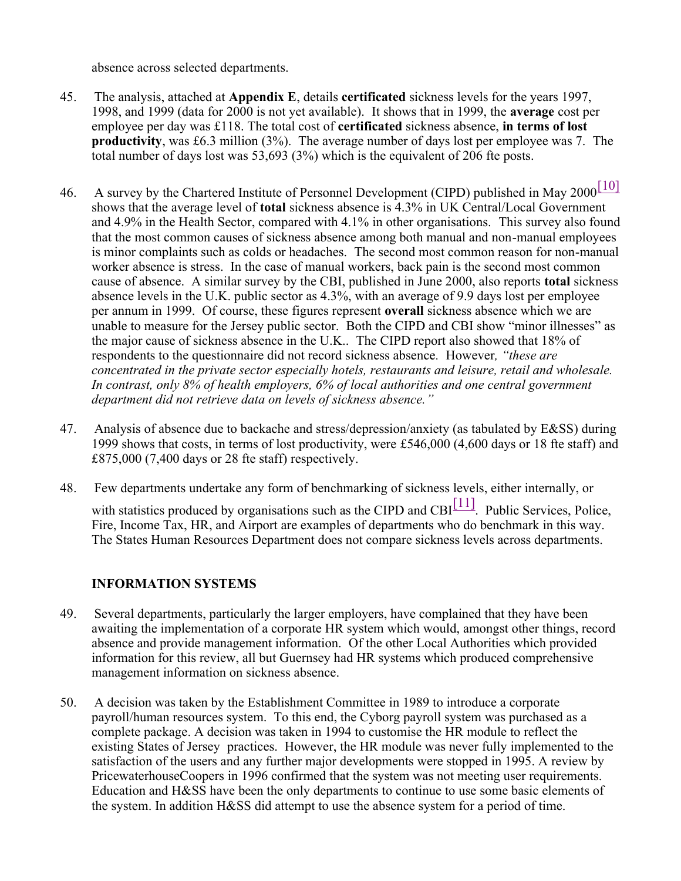absence across selected departments.

45. The analysis, attached at **Appendix E**, details **certificated** sickness levels for the years 1997, 1998, and 1999 (data for 2000 is not yet available). It shows that in 1999, the **average** cost per employee per day was £118. The total cost of **certificated** sickness absence, **in terms of lost productivity**, was £6.3 million (3%). The average number of days lost per employee was 7. The total number of days lost was 53,693 (3%) which is the equivalent of 206 fte posts.

46. A survey by the Chartered Institute of Personnel Development (CIPD) published in May 2000[10] shows that the average level of **total** sickness absence is 4.3% in UK Central/Local Government and 4.9% in the Health Sector, compared with 4.1% in other organisations. This survey also found that the most common causes of sickness absence among both manual and non-manual employees is minor complaints such as colds or headaches. The second most common reason for non-manual worker absence is stress. In the case of manual workers, back pain is the second most common cause of absence. A similar survey by the CBI, published in June 2000, also reports **total** sickness absence levels in the U.K. public sector as 4.3%, with an average of 9.9 days lost per employee per annum in 1999. Of course, these figures represent **overall** sickness absence which we are unable to measure for the Jersey public sector. Both the CIPD and CBI show "minor illnesses" as the major cause of sickness absence in the U.K.. The CIPD report also showed that 18% of respondents to the questionnaire did not record sickness absence. However, *"these are concentrated in the private sector especially hotels, restaurants and leisure, retail and wholesale. In contrast, only 8% of health employers, 6% of local authorities and one central government department did not retrieve data on levels of sickness absence."*

47. Analysis of absence due to backache and stress/depression/anxiety (as tabulated by E&SS) during 1999 shows that costs, in terms of lost productivity, were £546,000 (4,600 days or 18 fte staff) and £875,000 (7,400 days or 28 fte staff) respectively.

48. Few departments undertake any form of benchmarking of sickness levels, either internally, or with statistics produced by organisations such as the CIPD and CBI[11]. Public Services, Police, Fire, Income Tax, HR, and Airport are examples of departments who do benchmark in this way. The States Human Resources Department does not compare sickness levels across departments.

## INFORMATION SYSTEMS

49. Several departments, particularly the larger employers, have complained that they have been awaiting the implementation of a corporate HR system which would, amongst other things, record absence and provide management information. Of the other Local Authorities which provided information for this review, all but Guernsey had HR systems which produced comprehensive management information on sickness absence.

50. A decision was taken by the Establishment Committee in 1989 to introduce a corporate payroll/human resources system. To this end, the Cyborg payroll system was purchased as a complete package. A decision was taken in 1994 to customise the HR module to reflect the existing States of Jersey practices. However, the HR module was never fully implemented to the satisfaction of the users and any further major developments were stopped in 1995. A review by PricewaterhouseCoopers in 1996 confirmed that the system was not meeting user requirements. Education and H&SS have been the only departments to continue to use some basic elements of the system. In addition H&SS did attempt to use the absence system for a period of time.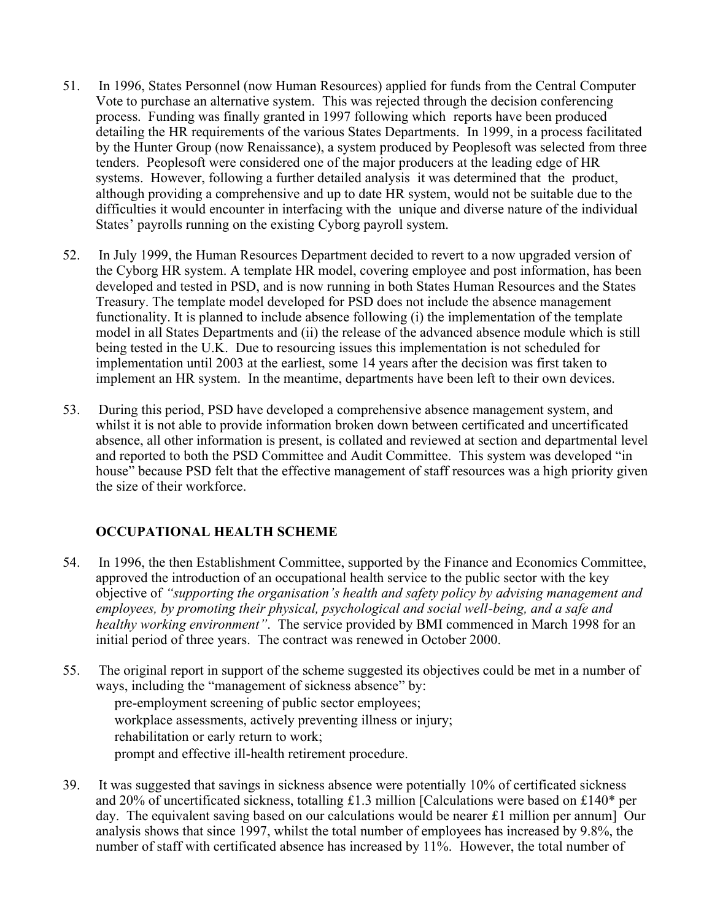51. In 1996, States Personnel (now Human Resources) applied for funds from the Central Computer Vote to purchase an alternative system. This was rejected through the decision conferencing process. Funding was finally granted in 1997 following which reports have been produced detailing the HR requirements of the various States Departments. In 1999, in a process facilitated by the Hunter Group (now Renaissance), a system produced by Peoplesoft was selected from three tenders. Peoplesoft were considered one of the major producers at the leading edge of HR systems. However, following a further detailed analysis it was determined that the product, although providing a comprehensive and up to date HR system, would not be suitable due to the difficulties it would encounter in interfacing with the unique and diverse nature of the individual States' payrolls running on the existing Cyborg payroll system.

52. In July 1999, the Human Resources Department decided to revert to a now upgraded version of the Cyborg HR system. A template HR model, covering employee and post information, has been developed and tested in PSD, and is now running in both States Human Resources and the States Treasury. The template model developed for PSD does not include the absence management functionality. It is planned to include absence following (i) the implementation of the template model in all States Departments and (ii) the release of the advanced absence module which is still being tested in the U.K. Due to resourcing issues this implementation is not scheduled for implementation until 2003 at the earliest, some 14 years after the decision was first taken to implement an HR system. In the meantime, departments have been left to their own devices.

53. During this period, PSD have developed a comprehensive absence management system, and whilst it is not able to provide information broken down between certificated and uncertificated absence, all other information is present, is collated and reviewed at section and departmental level and reported to both the PSD Committee and Audit Committee. This system was developed "in house" because PSD felt that the effective management of staff resources was a high priority given the size of their workforce.

## OCCUPATIONAL HEALTH SCHEME

54. In 1996, the then Establishment Committee, supported by the Finance and Economics Committee, approved the introduction of an occupational health service to the public sector with the key objective of *"supporting the organisation's health and safety policy by advising management and employees, by promoting their physical, psychological and social well-being, and a safe and healthy working environment"*. The service provided by BMI commenced in March 1998 for an initial period of three years. The contract was renewed in October 2000.

55. The original report in support of the scheme suggested its objectives could be met in a number of ways, including the "management of sickness absence" by:
    - pre-employment screening of public sector employees;
    - workplace assessments, actively preventing illness or injury;
    - rehabilitation or early return to work;
    - prompt and effective ill-health retirement procedure.

39. It was suggested that savings in sickness absence were potentially 10% of certificated sickness and 20% of uncertificated sickness, totalling £1.3 million [Calculations were based on £140* per day. The equivalent saving based on our calculations would be nearer £1 million per annum] Our analysis shows that since 1997, whilst the total number of employees has increased by 9.8%, the number of staff with certificated absence has increased by 11%. However, the total number of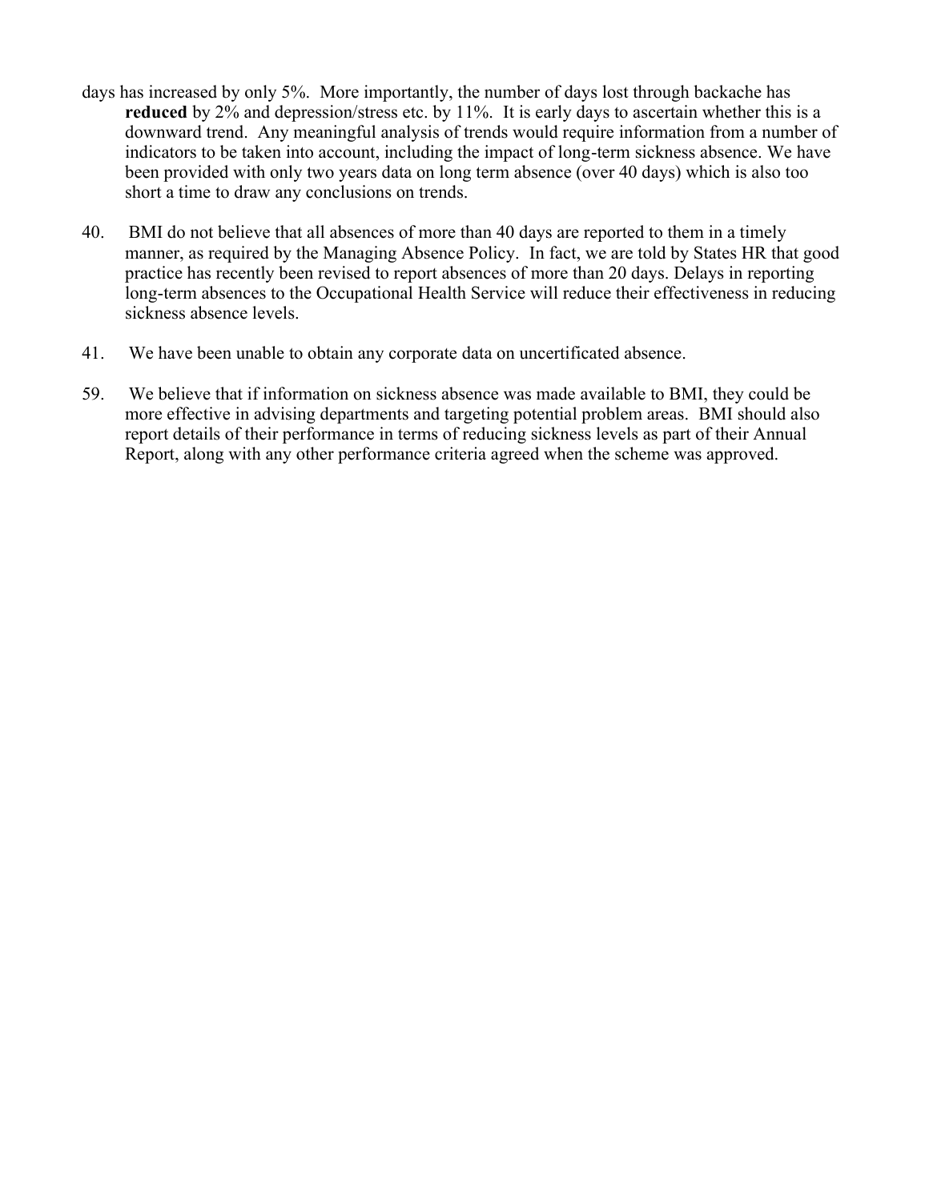days has increased by only 5%. More importantly, the number of days lost through backache has **reduced** by 2% and depression/stress etc. by 11%. It is early days to ascertain whether this is a downward trend. Any meaningful analysis of trends would require information from a number of indicators to be taken into account, including the impact of long-term sickness absence. We have been provided with only two years data on long term absence (over 40 days) which is also too short a time to draw any conclusions on trends.

40. BMI do not believe that all absences of more than 40 days are reported to them in a timely manner, as required by the Managing Absence Policy. In fact, we are told by States HR that good practice has recently been revised to report absences of more than 20 days. Delays in reporting long-term absences to the Occupational Health Service will reduce their effectiveness in reducing sickness absence levels.

41. We have been unable to obtain any corporate data on uncertificated absence.

59. We believe that if information on sickness absence was made available to BMI, they could be more effective in advising departments and targeting potential problem areas. BMI should also report details of their performance in terms of reducing sickness levels as part of their Annual Report, along with any other performance criteria agreed when the scheme was approved.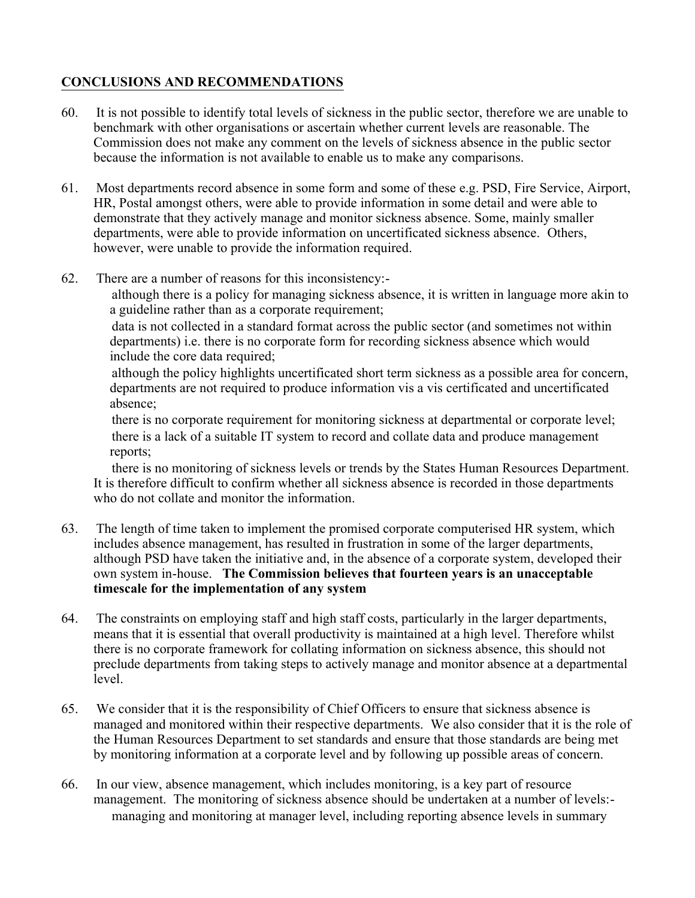## CONCLUSIONS AND RECOMMENDATIONS

60. It is not possible to identify total levels of sickness in the public sector, therefore we are unable to benchmark with other organisations or ascertain whether current levels are reasonable. The Commission does not make any comment on the levels of sickness absence in the public sector because the information is not available to enable us to make any comparisons.

61. Most departments record absence in some form and some of these e.g. PSD, Fire Service, Airport, HR, Postal amongst others, were able to provide information in some detail and were able to demonstrate that they actively manage and monitor sickness absence. Some, mainly smaller departments, were able to provide information on uncertificated sickness absence. Others, however, were unable to provide the information required.

62. There are a number of reasons for this inconsistency:-
    - although there is a policy for managing sickness absence, it is written in language more akin to a guideline rather than as a corporate requirement;
    - data is not collected in a standard format across the public sector (and sometimes not within departments) i.e. there is no corporate form for recording sickness absence which would include the core data required;
    - although the policy highlights uncertificated short term sickness as a possible area for concern, departments are not required to produce information vis a vis certificated and uncertificated absence;
    - there is no corporate requirement for monitoring sickness at departmental or corporate level;
    - there is a lack of a suitable IT system to record and collate data and produce management reports;
    - there is no monitoring of sickness levels or trends by the States Human Resources Department.

    It is therefore difficult to confirm whether all sickness absence is recorded in those departments who do not collate and monitor the information.

63. The length of time taken to implement the promised corporate computerised HR system, which includes absence management, has resulted in frustration in some of the larger departments, although PSD have taken the initiative and, in the absence of a corporate system, developed their own system in-house. **The Commission believes that fourteen years is an unacceptable timescale for the implementation of any system**

64. The constraints on employing staff and high staff costs, particularly in the larger departments, means that it is essential that overall productivity is maintained at a high level. Therefore whilst there is no corporate framework for collating information on sickness absence, this should not preclude departments from taking steps to actively manage and monitor absence at a departmental level.

65. We consider that it is the responsibility of Chief Officers to ensure that sickness absence is managed and monitored within their respective departments. We also consider that it is the role of the Human Resources Department to set standards and ensure that those standards are being met by monitoring information at a corporate level and by following up possible areas of concern.

66. In our view, absence management, which includes monitoring, is a key part of resource management. The monitoring of sickness absence should be undertaken at a number of levels:-
    - managing and monitoring at manager level, including reporting absence levels in summary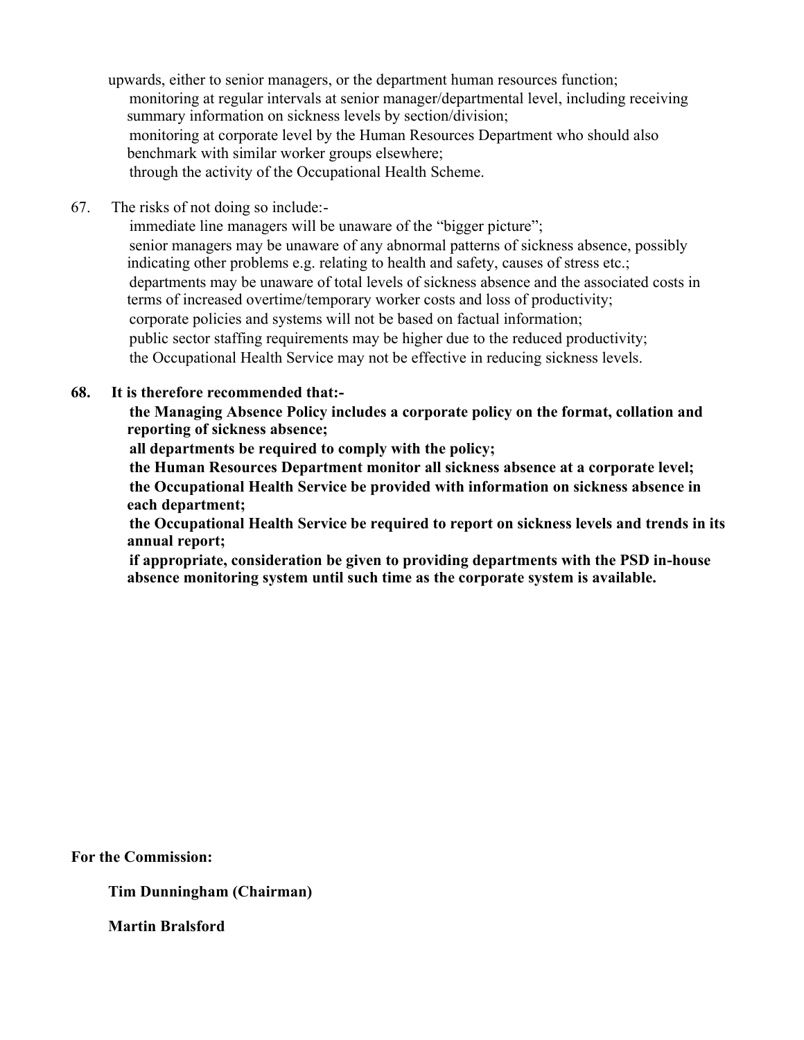upwards, either to senior managers, or the department human resources function;

- monitoring at regular intervals at senior manager/departmental level, including receiving summary information on sickness levels by section/division;
- monitoring at corporate level by the Human Resources Department who should also benchmark with similar worker groups elsewhere;
- through the activity of the Occupational Health Scheme.

67. The risks of not doing so include:-

- immediate line managers will be unaware of the "bigger picture";
- senior managers may be unaware of any abnormal patterns of sickness absence, possibly indicating other problems e.g. relating to health and safety, causes of stress etc.;
- departments may be unaware of total levels of sickness absence and the associated costs in terms of increased overtime/temporary worker costs and loss of productivity;
- corporate policies and systems will not be based on factual information;
- public sector staffing requirements may be higher due to the reduced productivity;
- the Occupational Health Service may not be effective in reducing sickness levels.

**68. It is therefore recommended that:-**

- **the Managing Absence Policy includes a corporate policy on the format, collation and reporting of sickness absence;**
- **all departments be required to comply with the policy;**
- **the Human Resources Department monitor all sickness absence at a corporate level;**
- **the Occupational Health Service be provided with information on sickness absence in each department;**
- **the Occupational Health Service be required to report on sickness levels and trends in its annual report;**
- **if appropriate, consideration be given to providing departments with the PSD in-house absence monitoring system until such time as the corporate system is available.**

**For the Commission:**

**Tim Dunningham (Chairman)**

**Martin Bralsford**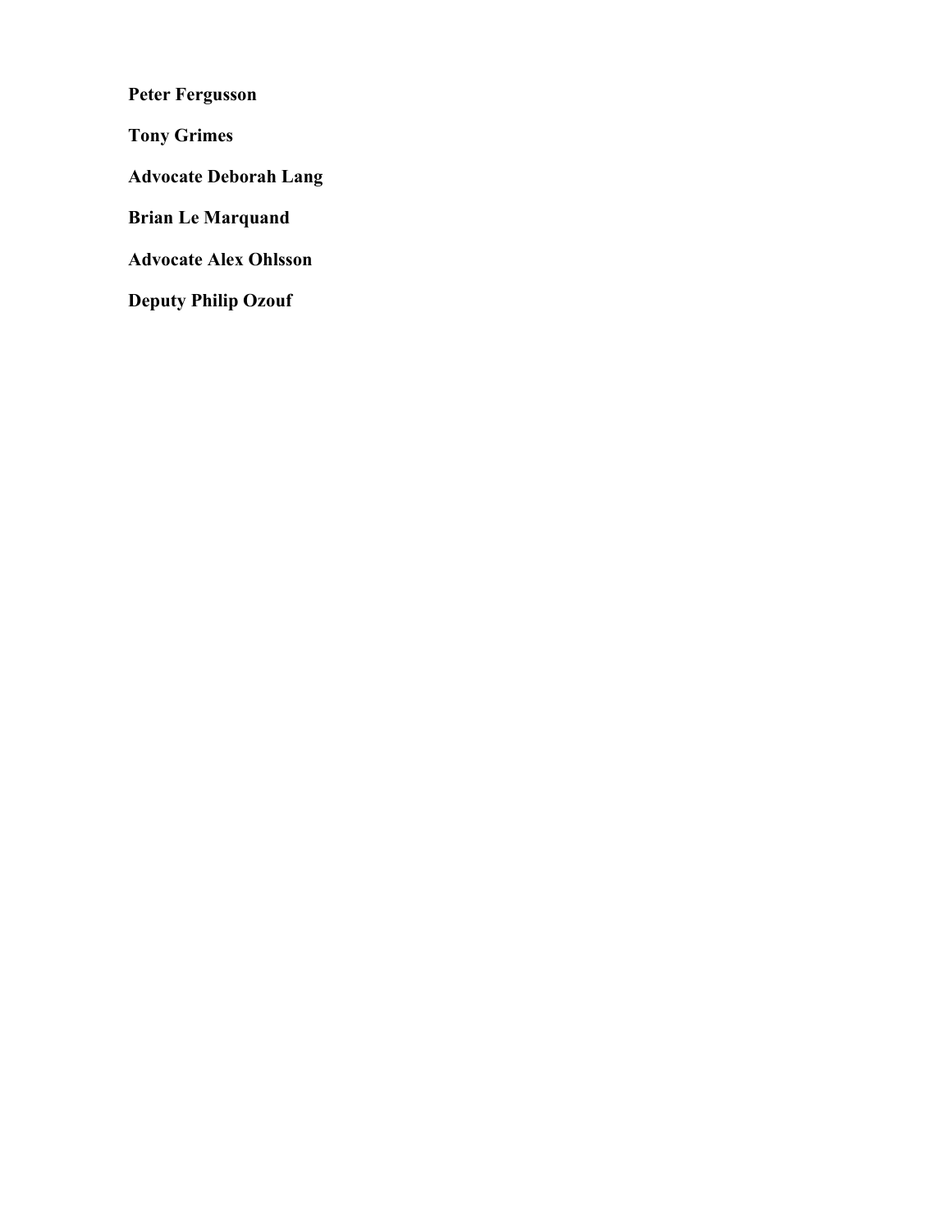**Peter Fergusson**

**Tony Grimes**

**Advocate Deborah Lang**

**Brian Le Marquand**

**Advocate Alex Ohlsson**

**Deputy Philip Ozouf**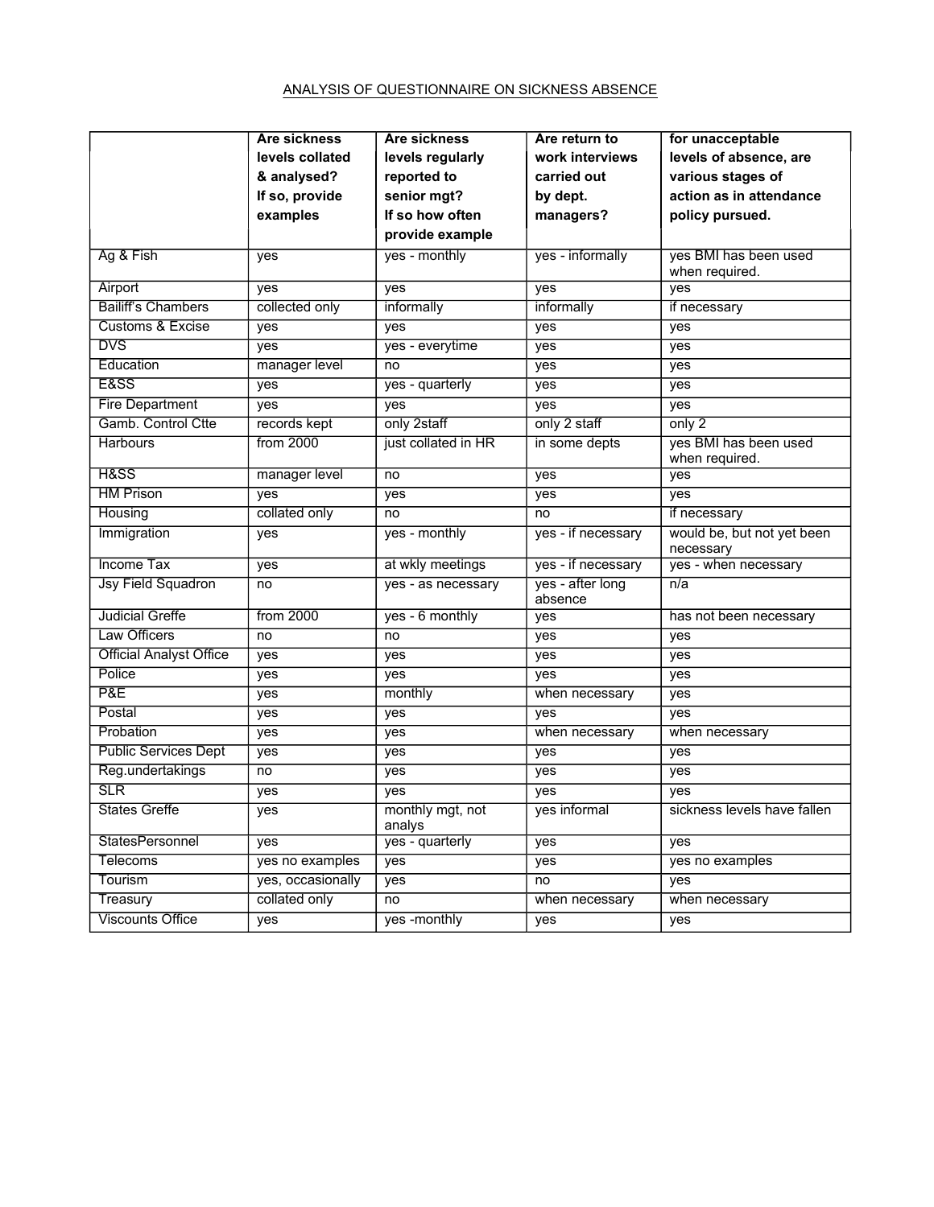ANALYSIS OF QUESTIONNAIRE ON SICKNESS ABSENCE

| | Are sickness levels collated & analysed? If so, provide examples | Are sickness levels regularly reported to senior mgt? If so how often provide example | Are return to work interviews carried out by dept. managers? | for unacceptable levels of absence, are various stages of action as in attendance policy pursued. |
|---|---|---|---|---|
| Ag & Fish | yes | yes - monthly | yes - informally | yes BMI has been used when required. |
| Airport | yes | yes | yes | yes |
| Bailiff's Chambers | collected only | informally | informally | if necessary |
| Customs & Excise | yes | yes | yes | yes |
| DVS | yes | yes - everytime | yes | yes |
| Education | manager level | no | yes | yes |
| E&SS | yes | yes - quarterly | yes | yes |
| Fire Department | yes | yes | yes | yes |
| Gamb. Control Ctte | records kept | only 2staff | only 2 staff | only 2 |
| Harbours | from 2000 | just collated in HR | in some depts | yes BMI has been used when required. |
| H&SS | manager level | no | yes | yes |
| HM Prison | yes | yes | yes | yes |
| Housing | collated only | no | no | if necessary |
| Immigration | yes | yes - monthly | yes - if necessary | would be, but not yet been necessary |
| Income Tax | yes | at wkly meetings | yes - if necessary | yes - when necessary |
| Jsy Field Squadron | no | yes - as necessary | yes - after long absence | n/a |
| Judicial Greffe | from 2000 | yes - 6 monthly | yes | has not been necessary |
| Law Officers | no | no | yes | yes |
| Official Analyst Office | yes | yes | yes | yes |
| Police | yes | yes | yes | yes |
| P&E | yes | monthly | when necessary | yes |
| Postal | yes | yes | yes | yes |
| Probation | yes | yes | when necessary | when necessary |
| Public Services Dept | yes | yes | yes | yes |
| Reg.undertakings | no | yes | yes | yes |
| SLR | yes | yes | yes | yes |
| States Greffe | yes | monthly mgt, not analys | yes informal | sickness levels have fallen |
| StatesPersonnel | yes | yes - quarterly | yes | yes |
| Telecoms | yes no examples | yes | yes | yes no examples |
| Tourism | yes, occasionally | yes | no | yes |
| Treasury | collated only | no | when necessary | when necessary |
| Viscounts Office | yes | yes -monthly | yes | yes |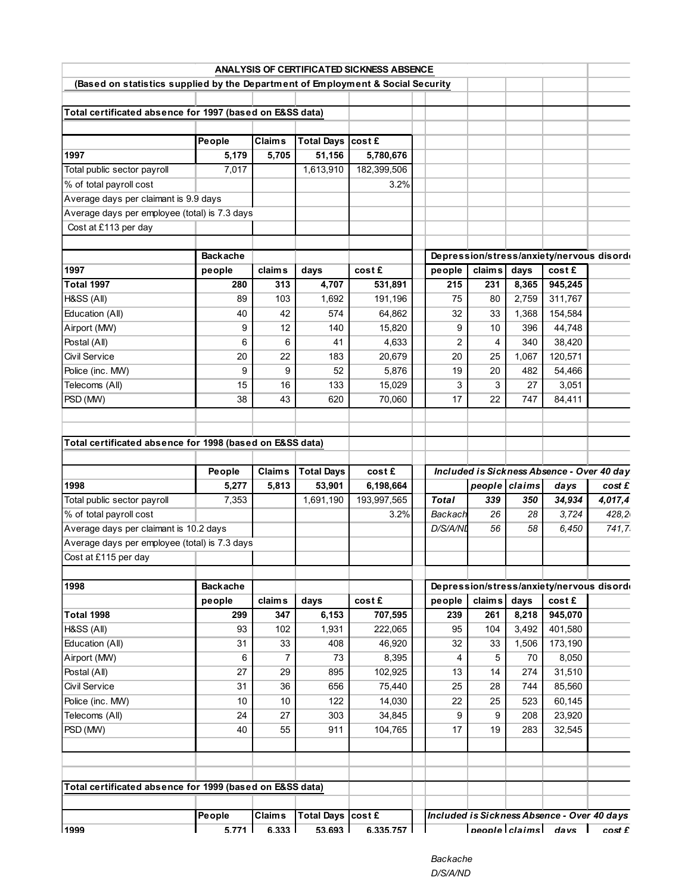## ANALYSIS OF CERTIFICATED SICKNESS ABSENCE

**(Based on statistics supplied by the Department of Employment & Social Security)**

**Total certificated absence for 1997 (based on E&SS data)**

| | People | Claims | Total Days | cost £ |
|---|---|---|---|---|
| **1997** | **5,179** | **5,705** | **51,156** | **5,780,676** |
| Total public sector payroll | 7,017 | | 1,613,910 | 182,399,506 |
| % of total payroll cost | | | | 3.2% |
| Average days per claimant is 9.9 days | | | | |
| Average days per employee (total) is 7.3 days | | | | |
| Cost at £113 per day | | | | |

| | Backache | | | | Depression/stress/anxiety/nervous disord | | | |
|---|---|---|---|---|---|---|---|---|
| **1997** | **people** | **claims** | **days** | **cost £** | **people** | **claims** | **days** | **cost £** |
| **Total 1997** | **280** | **313** | **4,707** | **531,891** | **215** | **231** | **8,365** | **945,245** |
| H&SS (All) | 89 | 103 | 1,692 | 191,196 | 75 | 80 | 2,759 | 311,767 |
| Education (All) | 40 | 42 | 574 | 64,862 | 32 | 33 | 1,368 | 154,584 |
| Airport (MW) | 9 | 12 | 140 | 15,820 | 9 | 10 | 396 | 44,748 |
| Postal (All) | 6 | 6 | 41 | 4,633 | 2 | 4 | 340 | 38,420 |
| Civil Service | 20 | 22 | 183 | 20,679 | 20 | 25 | 1,067 | 120,571 |
| Police (inc. MW) | 9 | 9 | 52 | 5,876 | 19 | 20 | 482 | 54,466 |
| Telecoms (All) | 15 | 16 | 133 | 15,029 | 3 | 3 | 27 | 3,051 |
| PSD (MW) | 38 | 43 | 620 | 70,060 | 17 | 22 | 747 | 84,411 |

**Total certificated absence for 1998 (based on E&SS data)**

| | People | Claims | Total Days | cost £ |
|---|---|---|---|---|
| **1998** | **5,277** | **5,813** | **53,901** | **6,198,664** |
| Total public sector payroll | 7,353 | | 1,691,190 | 193,997,565 |
| % of total payroll cost | | | | 3.2% |
| Average days per claimant is 10.2 days | | | | |
| Average days per employee (total) is 7.3 days | | | | |
| Cost at £115 per day | | | | |

*Included is Sickness Absence - Over 40 day*

| | *people* | *claims* | *days* | *cost £* |
|---|---|---|---|---|
| ***Total*** | ***339*** | ***350*** | ***34,934*** | ***4,017,4*** |
| *Backach* | *26* | *28* | *3,724* | *428,2* |
| *D/S/A/NI* | *56* | *58* | *6,450* | *741,7* |

| | Backache | | | | Depression/stress/anxiety/nervous disord | | | |
|---|---|---|---|---|---|---|---|---|
| **1998** | **people** | **claims** | **days** | **cost £** | **people** | **claims** | **days** | **cost £** |
| **Total 1998** | **299** | **347** | **6,153** | **707,595** | **239** | **261** | **8,218** | **945,070** |
| H&SS (All) | 93 | 102 | 1,931 | 222,065 | 95 | 104 | 3,492 | 401,580 |
| Education (All) | 31 | 33 | 408 | 46,920 | 32 | 33 | 1,506 | 173,190 |
| Airport (MW) | 6 | 7 | 73 | 8,395 | 4 | 5 | 70 | 8,050 |
| Postal (All) | 27 | 29 | 895 | 102,925 | 13 | 14 | 274 | 31,510 |
| Civil Service | 31 | 36 | 656 | 75,440 | 25 | 28 | 744 | 85,560 |
| Police (inc. MW) | 10 | 10 | 122 | 14,030 | 22 | 25 | 523 | 60,145 |
| Telecoms (All) | 24 | 27 | 303 | 34,845 | 9 | 9 | 208 | 23,920 |
| PSD (MW) | 40 | 55 | 911 | 104,765 | 17 | 19 | 283 | 32,545 |

**Total certificated absence for 1999 (based on E&SS data)**

| | People | Claims | Total Days | cost £ |
|---|---|---|---|---|
| **1999** | **5,771** | **6,333** | **53,693** | **6,335,757** |

*Included is Sickness Absence - Over 40 days*

| | *people* | *claims* | *days* | *cost £* |
|---|---|---|---|---|
| *Backache* | | | | |
| *D/S/A/ND* | | | | |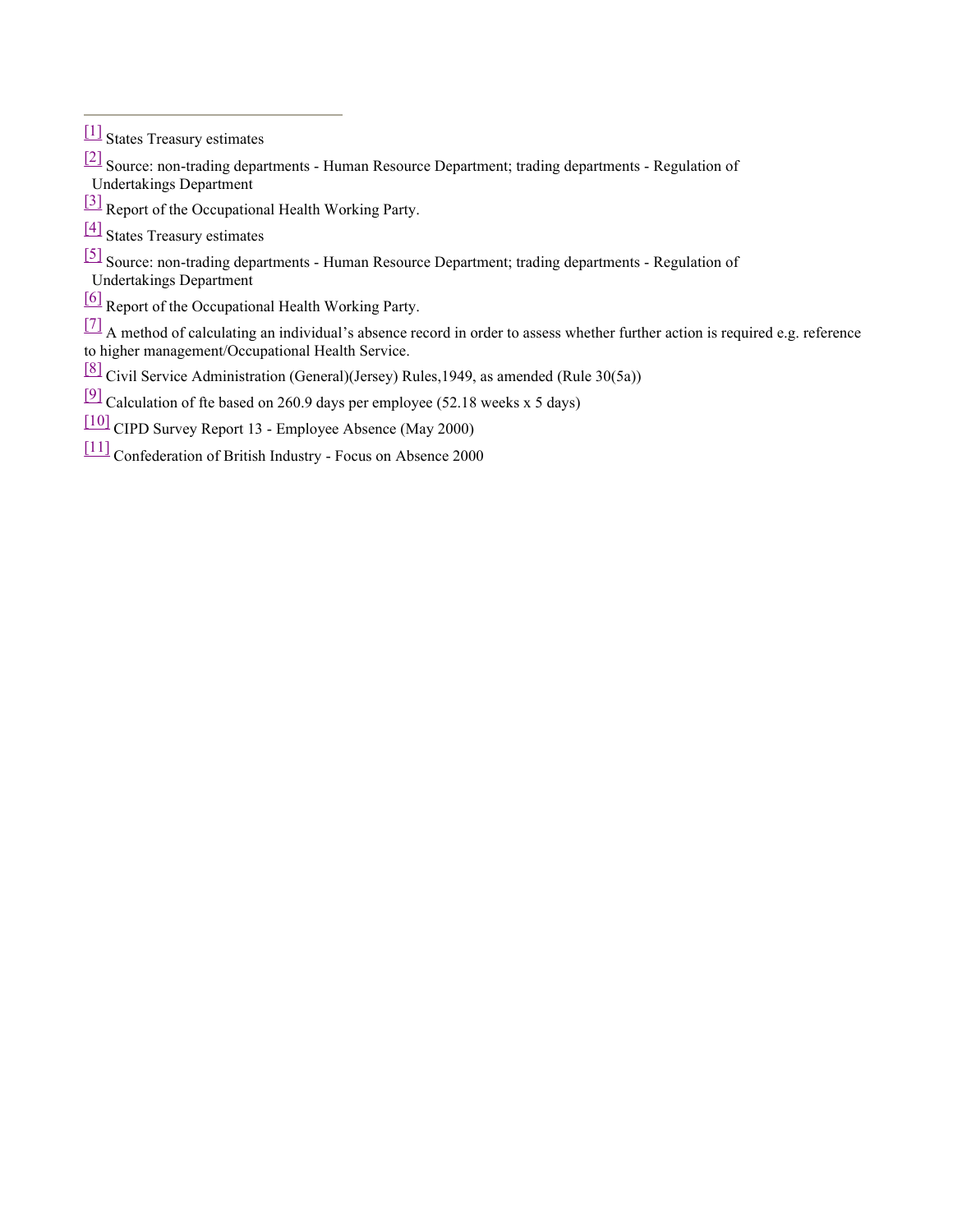---

[1] States Treasury estimates

[2] Source: non-trading departments - Human Resource Department; trading departments - Regulation of Undertakings Department

[3] Report of the Occupational Health Working Party.

[4] States Treasury estimates

[5] Source: non-trading departments - Human Resource Department; trading departments - Regulation of Undertakings Department

[6] Report of the Occupational Health Working Party.

[7] A method of calculating an individual's absence record in order to assess whether further action is required e.g. reference to higher management/Occupational Health Service.

[8] Civil Service Administration (General)(Jersey) Rules,1949, as amended (Rule 30(5a))

[9] Calculation of fte based on 260.9 days per employee (52.18 weeks x 5 days)

[10] CIPD Survey Report 13 - Employee Absence (May 2000)

[11] Confederation of British Industry - Focus on Absence 2000